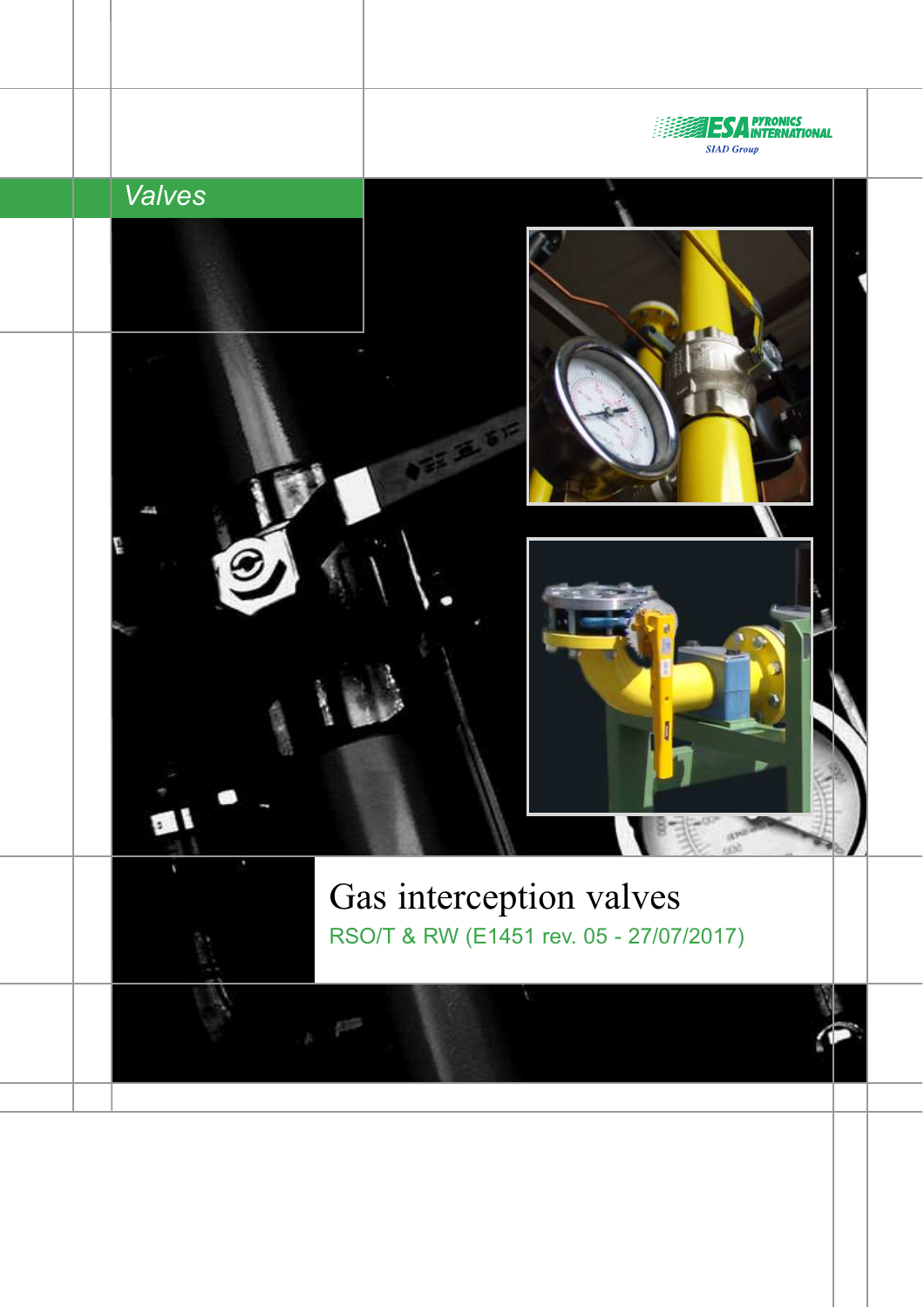ESA PYRONICS INTERNATIONAL
SIAD Group

*Valves*

# Gas interception valves

RSO/T & RW (E1451 rev. 05 - 27/07/2017)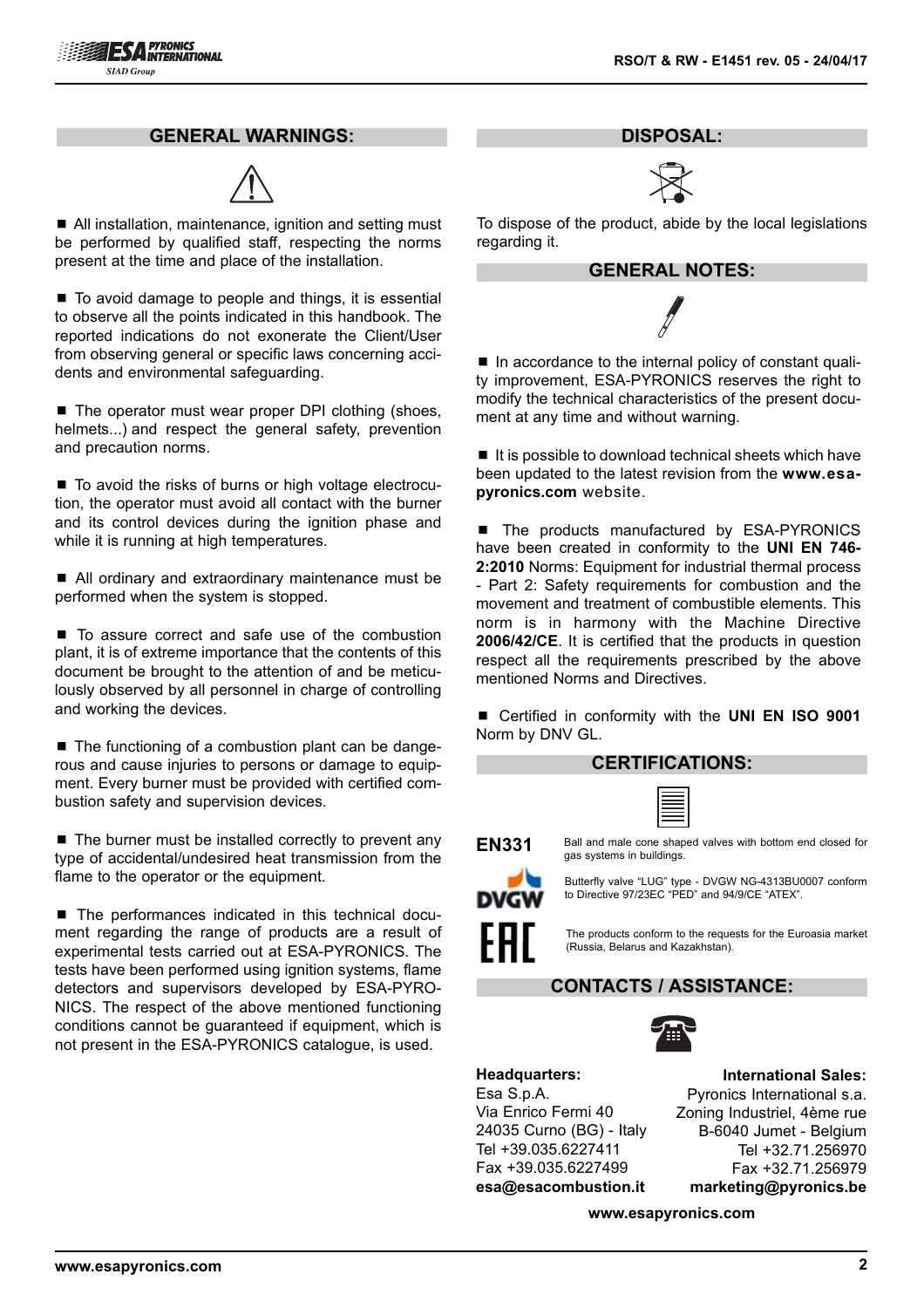## GENERAL WARNINGS:

- All installation, maintenance, ignition and setting must be performed by qualified staff, respecting the norms present at the time and place of the installation.

- To avoid damage to people and things, it is essential to observe all the points indicated in this handbook. The reported indications do not exonerate the Client/User from observing general or specific laws concerning accidents and environmental safeguarding.

- The operator must wear proper DPI clothing (shoes, helmets...) and respect the general safety, prevention and precaution norms.

- To avoid the risks of burns or high voltage electrocution, the operator must avoid all contact with the burner and its control devices during the ignition phase and while it is running at high temperatures.

- All ordinary and extraordinary maintenance must be performed when the system is stopped.

- To assure correct and safe use of the combustion plant, it is of extreme importance that the contents of this document be brought to the attention of and be meticulously observed by all personnel in charge of controlling and working the devices.

- The functioning of a combustion plant can be dangerous and cause injuries to persons or damage to equipment. Every burner must be provided with certified combustion safety and supervision devices.

- The burner must be installed correctly to prevent any type of accidental/undesired heat transmission from the flame to the operator or the equipment.

- The performances indicated in this technical document regarding the range of products are a result of experimental tests carried out at ESA-PYRONICS. The tests have been performed using ignition systems, flame detectors and supervisors developed by ESA-PYRONICS. The respect of the above mentioned functioning conditions cannot be guaranteed if equipment, which is not present in the ESA-PYRONICS catalogue, is used.

## DISPOSAL:

To dispose of the product, abide by the local legislations regarding it.

## GENERAL NOTES:

- In accordance to the internal policy of constant quality improvement, ESA-PYRONICS reserves the right to modify the technical characteristics of the present document at any time and without warning.

- It is possible to download technical sheets which have been updated to the latest revision from the **www.esapyronics.com** website.

- The products manufactured by ESA-PYRONICS have been created in conformity to the **UNI EN 746-2:2010** Norms: Equipment for industrial thermal process - Part 2: Safety requirements for combustion and the movement and treatment of combustible elements. This norm is in harmony with the Machine Directive **2006/42/CE**. It is certified that the products in question respect all the requirements prescribed by the above mentioned Norms and Directives.

- Certified in conformity with the **UNI EN ISO 9001** Norm by DNV GL.

## CERTIFICATIONS:

**EN331** Ball and male cone shaped valves with bottom end closed for gas systems in buildings.

**DVGW** Butterfly valve "LUG" type - DVGW NG-4313BU0007 conform to Directive 97/23EC "PED" and 94/9/CE "ATEX".

**EAC** The products conform to the requests for the Euroasia market (Russia, Belarus and Kazakhstan).

## CONTACTS / ASSISTANCE:

**Headquarters:**
Esa S.p.A.
Via Enrico Fermi 40
24035 Curno (BG) - Italy
Tel +39.035.6227411
Fax +39.035.6227499
**esa@esacombustion.it**

**International Sales:**
Pyronics International s.a.
Zoning Industriel, 4ème rue
B-6040 Jumet - Belgium
Tel +32.71.256970
Fax +32.71.256979
**marketing@pyronics.be**

**www.esapyronics.com**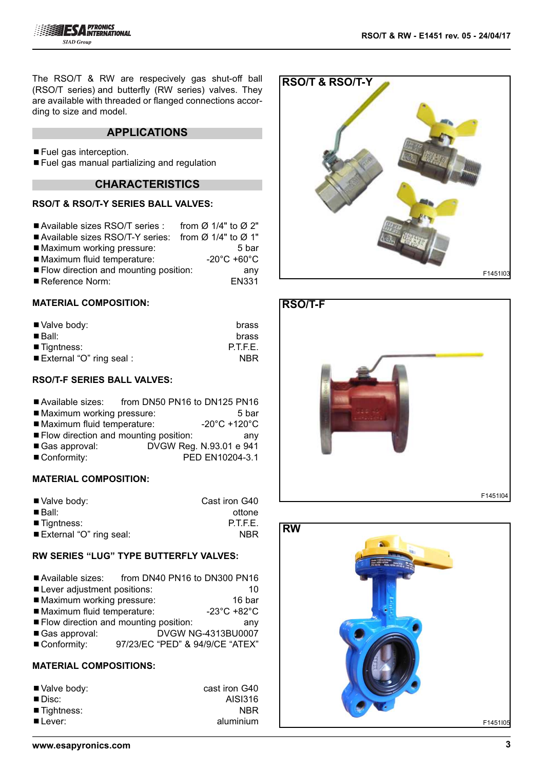The RSO/T & RW are respecively gas shut-off ball (RSO/T series) and butterfly (RW series) valves. They are available with threaded or flanged connections according to size and model.

## APPLICATIONS

- Fuel gas interception.
- Fuel gas manual partializing and regulation

## CHARACTERISTICS

### RSO/T & RSO/T-Y SERIES BALL VALVES:

- Available sizes RSO/T series : from Ø 1/4" to Ø 2"
- Available sizes RSO/T-Y series: from Ø 1/4" to Ø 1"
- Maximum working pressure: 5 bar
- Maximum fluid temperature: -20°C +60°C
- Flow direction and mounting position: any
- Reference Norm: EN331

### MATERIAL COMPOSITION:

- Valve body: brass
- Ball: brass
- Tigntness: P.T.F.E.
- External “O” ring seal : NBR

### RSO/T-F SERIES BALL VALVES:

- Available sizes: from DN50 PN16 to DN125 PN16
- Maximum working pressure: 5 bar
- Maximum fluid temperature: -20°C +120°C
- Flow direction and mounting position: any
- Gas approval: DVGW Reg. N.93.01 e 941
- Conformity: PED EN10204-3.1

### MATERIAL COMPOSITION:

- Valve body: Cast iron G40
- Ball: ottone
- Tigntness: P.T.F.E.
- External “O” ring seal: NBR

### RW SERIES “LUG” TYPE BUTTERFLY VALVES:

- Available sizes: from DN40 PN16 to DN300 PN16
- Lever adjustment positions: 10
- Maximum working pressure: 16 bar
- Maximum fluid temperature: -23°C +82°C
- Flow direction and mounting position: any
- Gas approval: DVGW NG-4313BU0007
- Conformity: 97/23/EC “PED” & 94/9/CE “ATEX”

### MATERIAL COMPOSITIONS:

- Valve body: cast iron G40
- Disc: AISI316
- Tightness: NBR
- Lever: aluminium

**RSO/T & RSO/T-Y**

F1451I03

**RSO/T-F**

F1451I04

**RW**

F1451I05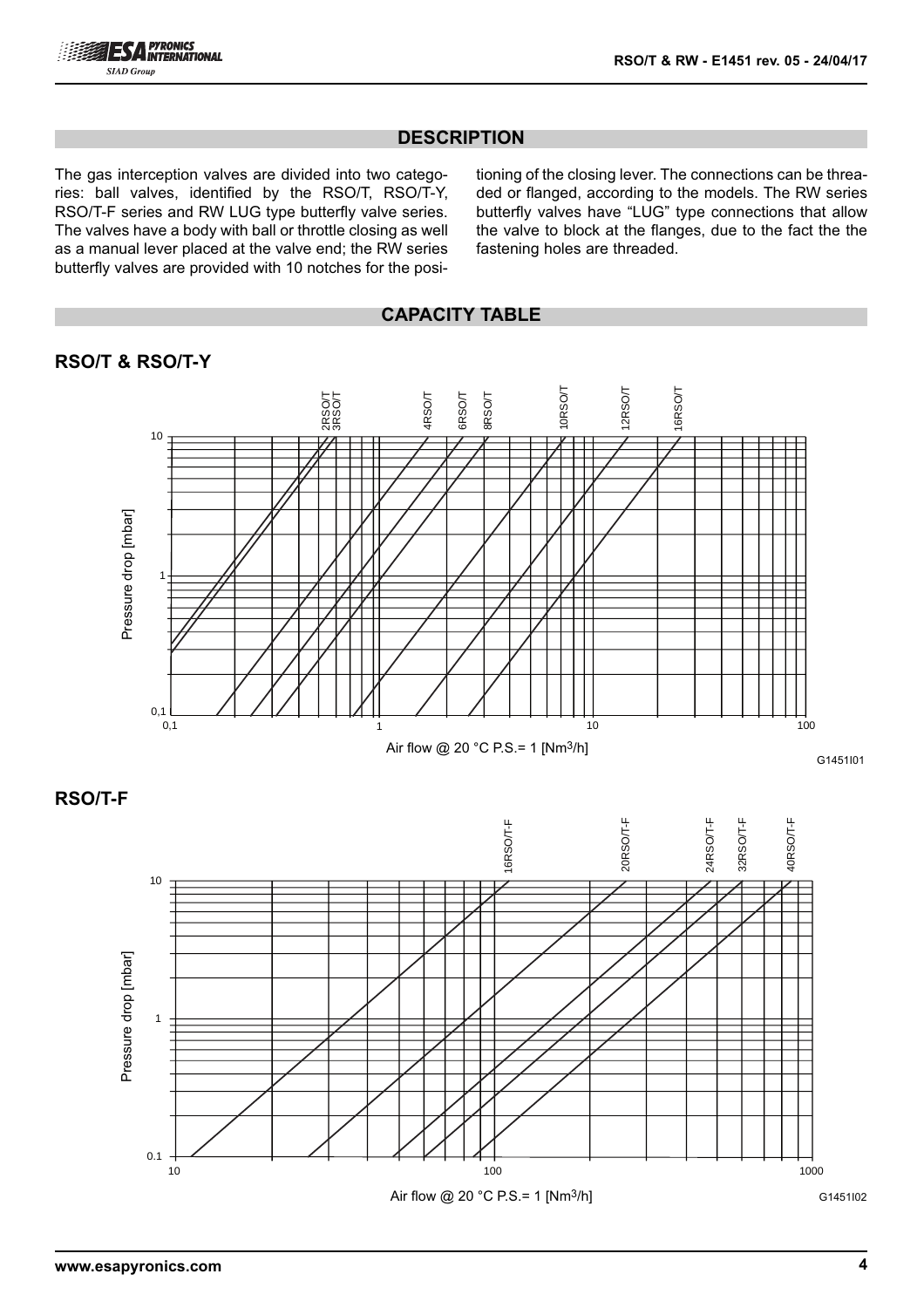## DESCRIPTION

The gas interception valves are divided into two categories: ball valves, identified by the RSO/T, RSO/T-Y, RSO/T-F series and RW LUG type butterfly valve series. The valves have a body with ball or throttle closing as well as a manual lever placed at the valve end; the RW series butterfly valves are provided with 10 notches for the positioning of the closing lever. The connections can be threaded or flanged, according to the models. The RW series butterfly valves have "LUG" type connections that allow the valve to block at the flanges, due to the fact the the fastening holes are threaded.

## CAPACITY TABLE

### RSO/T & RSO/T-Y

2RSO/T 3RSO/T 4RSO/T 6RSO/T 8RSO/T 10RSO/T 12RSO/T 16RSO/T

Pressure drop [mbar]

Air flow @ 20 °C P.S.= 1 [Nm³/h]

G1451I01

### RSO/T-F

16RSO/T-F 20RSO/T-F 24RSO/T-F 32RSO/T-F 40RSO/T-F

Pressure drop [mbar]

Air flow @ 20 °C P.S.= 1 [Nm³/h]

G1451I02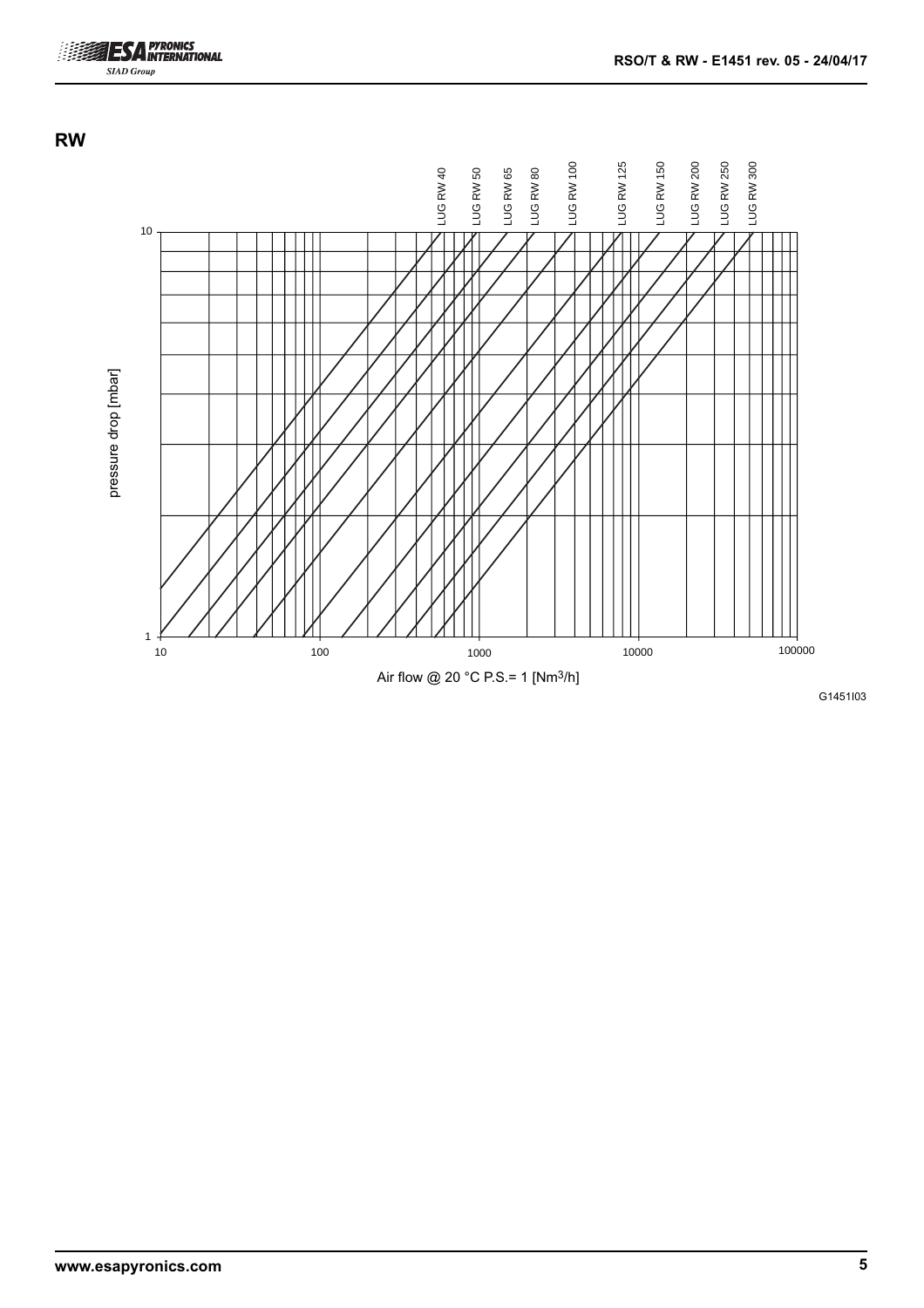## RW

LUG RW 40, LUG RW 50, LUG RW 65, LUG RW 80, LUG RW 100, LUG RW 125, LUG RW 150, LUG RW 200, LUG RW 250, LUG RW 300

pressure drop [mbar]

Air flow @ 20 °C P.S.= 1 [Nm$^3$/h]

G1451I03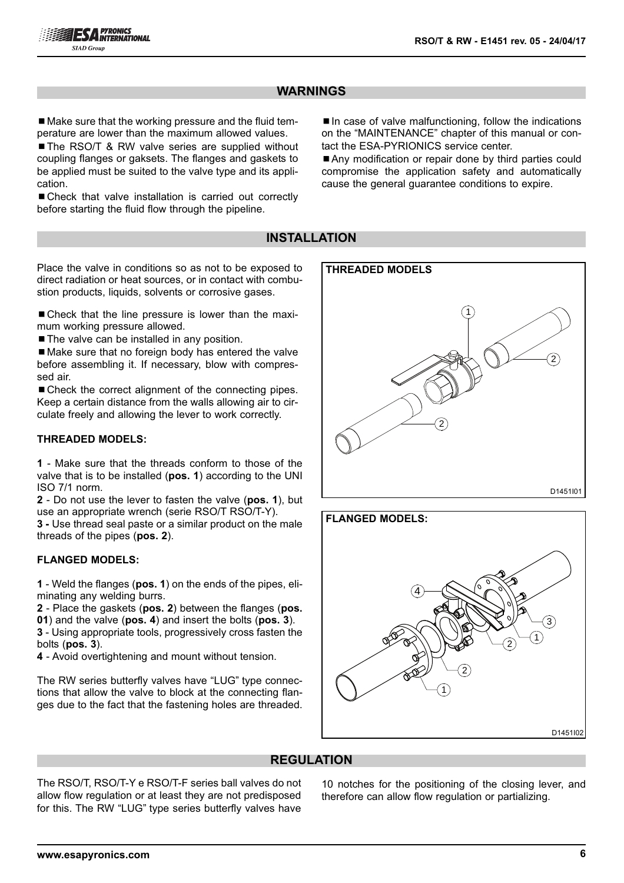## WARNINGS

- Make sure that the working pressure and the fluid temperature are lower than the maximum allowed values.
- The RSO/T & RW valve series are supplied without coupling flanges or gaksets. The flanges and gaskets to be applied must be suited to the valve type and its application.
- Check that valve installation is carried out correctly before starting the fluid flow through the pipeline.
- In case of valve malfunctioning, follow the indications on the "MAINTENANCE" chapter of this manual or contact the ESA-PYRIONICS service center.
- Any modification or repair done by third parties could compromise the application safety and automatically cause the general guarantee conditions to expire.

## INSTALLATION

Place the valve in conditions so as not to be exposed to direct radiation or heat sources, or in contact with combustion products, liquids, solvents or corrosive gases.

- Check that the line pressure is lower than the maximum working pressure allowed.
- The valve can be installed in any position.
- Make sure that no foreign body has entered the valve before assembling it. If necessary, blow with compressed air.
- Check the correct alignment of the connecting pipes. Keep a certain distance from the walls allowing air to circulate freely and allowing the lever to work correctly.

**THREADED MODELS:**

**1** - Make sure that the threads conform to those of the valve that is to be installed (**pos. 1**) according to the UNI ISO 7/1 norm.
**2** - Do not use the lever to fasten the valve (**pos. 1**), but use an appropriate wrench (serie RSO/T RSO/T-Y).
**3 -** Use thread seal paste or a similar product on the male threads of the pipes (**pos. 2**).

**FLANGED MODELS:**

**1** - Weld the flanges (**pos. 1**) on the ends of the pipes, eliminating any welding burrs.
**2** - Place the gaskets (**pos. 2**) between the flanges (**pos. 01**) and the valve (**pos. 4**) and insert the bolts (**pos. 3**).
**3** - Using appropriate tools, progressively cross fasten the bolts (**pos. 3**).
**4** - Avoid overtightening and mount without tension.

The RW series butterfly valves have "LUG" type connections that allow the valve to block at the connecting flanges due to the fact that the fastening holes are threaded.

**THREADED MODELS**

D1451I01

**FLANGED MODELS:**

D1451I02

## REGULATION

The RSO/T, RSO/T-Y e RSO/T-F series ball valves do not allow flow regulation or at least they are not predisposed for this. The RW "LUG" type series butterfly valves have 10 notches for the positioning of the closing lever, and therefore can allow flow regulation or partializing.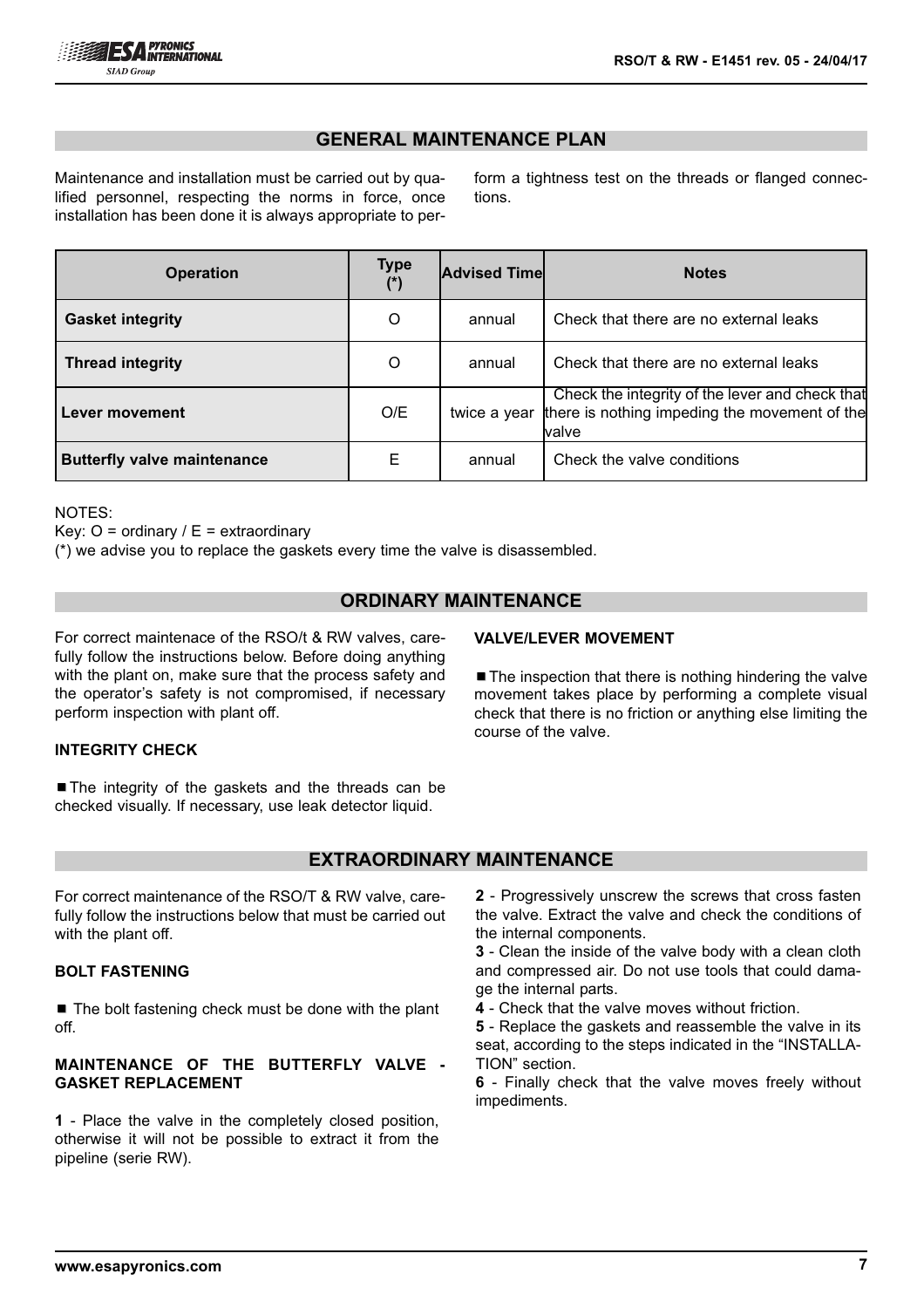## GENERAL MAINTENANCE PLAN

Maintenance and installation must be carried out by qualified personnel, respecting the norms in force, once installation has been done it is always appropriate to perform a tightness test on the threads or flanged connections.

| Operation | Type (*) | Advised Time | Notes |
|---|---|---|---|
| **Gasket integrity** | O | annual | Check that there are no external leaks |
| **Thread integrity** | O | annual | Check that there are no external leaks |
| **Lever movement** | O/E | twice a year | Check the integrity of the lever and check that there is nothing impeding the movement of the valve |
| **Butterfly valve maintenance** | E | annual | Check the valve conditions |

NOTES:

Key: O = ordinary / E = extraordinary

(*) we advise you to replace the gaskets every time the valve is disassembled.

## ORDINARY MAINTENANCE

For correct maintenace of the RSO/t & RW valves, carefully follow the instructions below. Before doing anything with the plant on, make sure that the process safety and the operator's safety is not compromised, if necessary perform inspection with plant off.

### INTEGRITY CHECK

- The integrity of the gaskets and the threads can be checked visually. If necessary, use leak detector liquid.

### VALVE/LEVER MOVEMENT

- The inspection that there is nothing hindering the valve movement takes place by performing a complete visual check that there is no friction or anything else limiting the course of the valve.

## EXTRAORDINARY MAINTENANCE

For correct maintenance of the RSO/T & RW valve, carefully follow the instructions below that must be carried out with the plant off.

### BOLT FASTENING

- The bolt fastening check must be done with the plant off.

### MAINTENANCE OF THE BUTTERFLY VALVE - GASKET REPLACEMENT

**1** - Place the valve in the completely closed position, otherwise it will not be possible to extract it from the pipeline (serie RW).

**2** - Progressively unscrew the screws that cross fasten the valve. Extract the valve and check the conditions of the internal components.

**3** - Clean the inside of the valve body with a clean cloth and compressed air. Do not use tools that could damage the internal parts.

**4** - Check that the valve moves without friction.

**5** - Replace the gaskets and reassemble the valve in its seat, according to the steps indicated in the "INSTALLATION" section.

**6** - Finally check that the valve moves freely without impediments.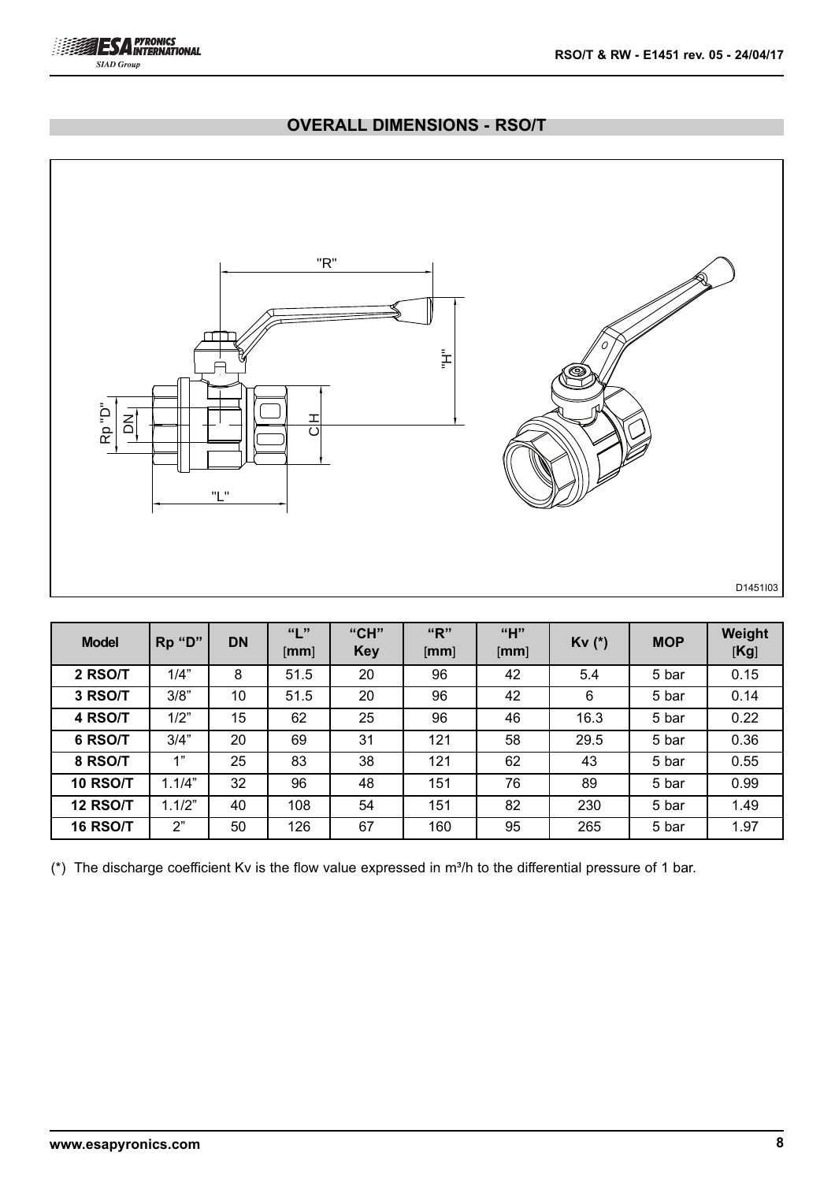## OVERALL DIMENSIONS - RSO/T

| Model | Rp "D" | DN | "L" [mm] | "CH" Key | "R" [mm] | "H" [mm] | Kv (*) | MOP | Weight [Kg] |
|---|---|---|---|---|---|---|---|---|---|
| **2 RSO/T** | 1/4" | 8 | 51.5 | 20 | 96 | 42 | 5.4 | 5 bar | 0.15 |
| **3 RSO/T** | 3/8" | 10 | 51.5 | 20 | 96 | 42 | 6 | 5 bar | 0.14 |
| **4 RSO/T** | 1/2" | 15 | 62 | 25 | 96 | 46 | 16.3 | 5 bar | 0.22 |
| **6 RSO/T** | 3/4" | 20 | 69 | 31 | 121 | 58 | 29.5 | 5 bar | 0.36 |
| **8 RSO/T** | 1" | 25 | 83 | 38 | 121 | 62 | 43 | 5 bar | 0.55 |
| **10 RSO/T** | 1.1/4" | 32 | 96 | 48 | 151 | 76 | 89 | 5 bar | 0.99 |
| **12 RSO/T** | 1.1/2" | 40 | 108 | 54 | 151 | 82 | 230 | 5 bar | 1.49 |
| **16 RSO/T** | 2" | 50 | 126 | 67 | 160 | 95 | 265 | 5 bar | 1.97 |

(*) The discharge coefficient Kv is the flow value expressed in $m^3/h$ to the differential pressure of 1 bar.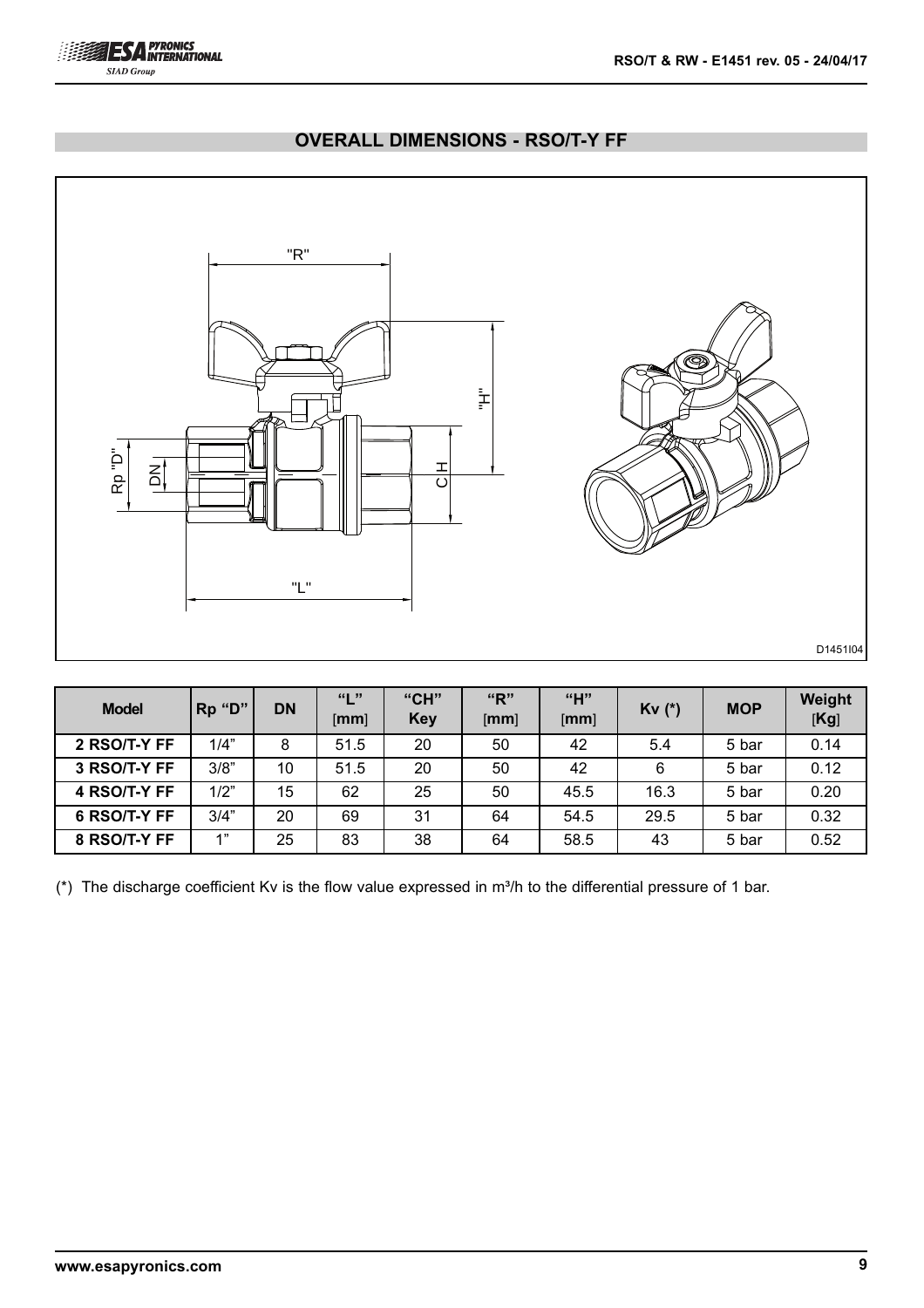## OVERALL DIMENSIONS - RSO/T-Y FF

D1451I04

| Model | Rp "D" | DN | "L" [mm] | "CH" Key | "R" [mm] | "H" [mm] | Kv (*) | MOP | Weight [Kg] |
|---|---|---|---|---|---|---|---|---|---|
| 2 RSO/T-Y FF | 1/4" | 8 | 51.5 | 20 | 50 | 42 | 5.4 | 5 bar | 0.14 |
| 3 RSO/T-Y FF | 3/8" | 10 | 51.5 | 20 | 50 | 42 | 6 | 5 bar | 0.12 |
| 4 RSO/T-Y FF | 1/2" | 15 | 62 | 25 | 50 | 45.5 | 16.3 | 5 bar | 0.20 |
| 6 RSO/T-Y FF | 3/4" | 20 | 69 | 31 | 64 | 54.5 | 29.5 | 5 bar | 0.32 |
| 8 RSO/T-Y FF | 1" | 25 | 83 | 38 | 64 | 58.5 | 43 | 5 bar | 0.52 |

(*) The discharge coefficient Kv is the flow value expressed in $m^3/h$ to the differential pressure of 1 bar.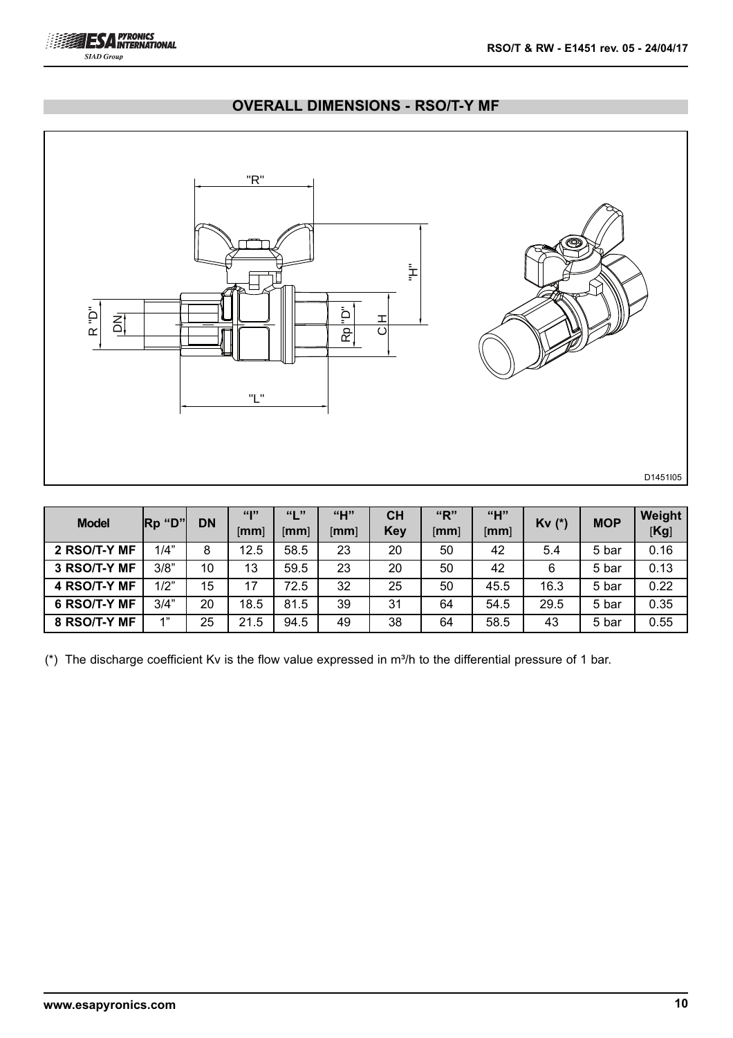## OVERALL DIMENSIONS - RSO/T-Y MF

"R"

"H"

R "D" DN Rp "D" CH

"L"

D1451I05

| Model | Rp "D" | DN | "I" [mm] | "L" [mm] | "H" [mm] | CH Key | "R" [mm] | "H" [mm] | Kv (*) | MOP | Weight [Kg] |
|---|---|---|---|---|---|---|---|---|---|---|---|
| 2 RSO/T-Y MF | 1/4" | 8 | 12.5 | 58.5 | 23 | 20 | 50 | 42 | 5.4 | 5 bar | 0.16 |
| 3 RSO/T-Y MF | 3/8" | 10 | 13 | 59.5 | 23 | 20 | 50 | 42 | 6 | 5 bar | 0.13 |
| 4 RSO/T-Y MF | 1/2" | 15 | 17 | 72.5 | 32 | 25 | 50 | 45.5 | 16.3 | 5 bar | 0.22 |
| 6 RSO/T-Y MF | 3/4" | 20 | 18.5 | 81.5 | 39 | 31 | 64 | 54.5 | 29.5 | 5 bar | 0.35 |
| 8 RSO/T-Y MF | 1" | 25 | 21.5 | 94.5 | 49 | 38 | 64 | 58.5 | 43 | 5 bar | 0.55 |

(*) The discharge coefficient Kv is the flow value expressed in $m^3/h$ to the differential pressure of 1 bar.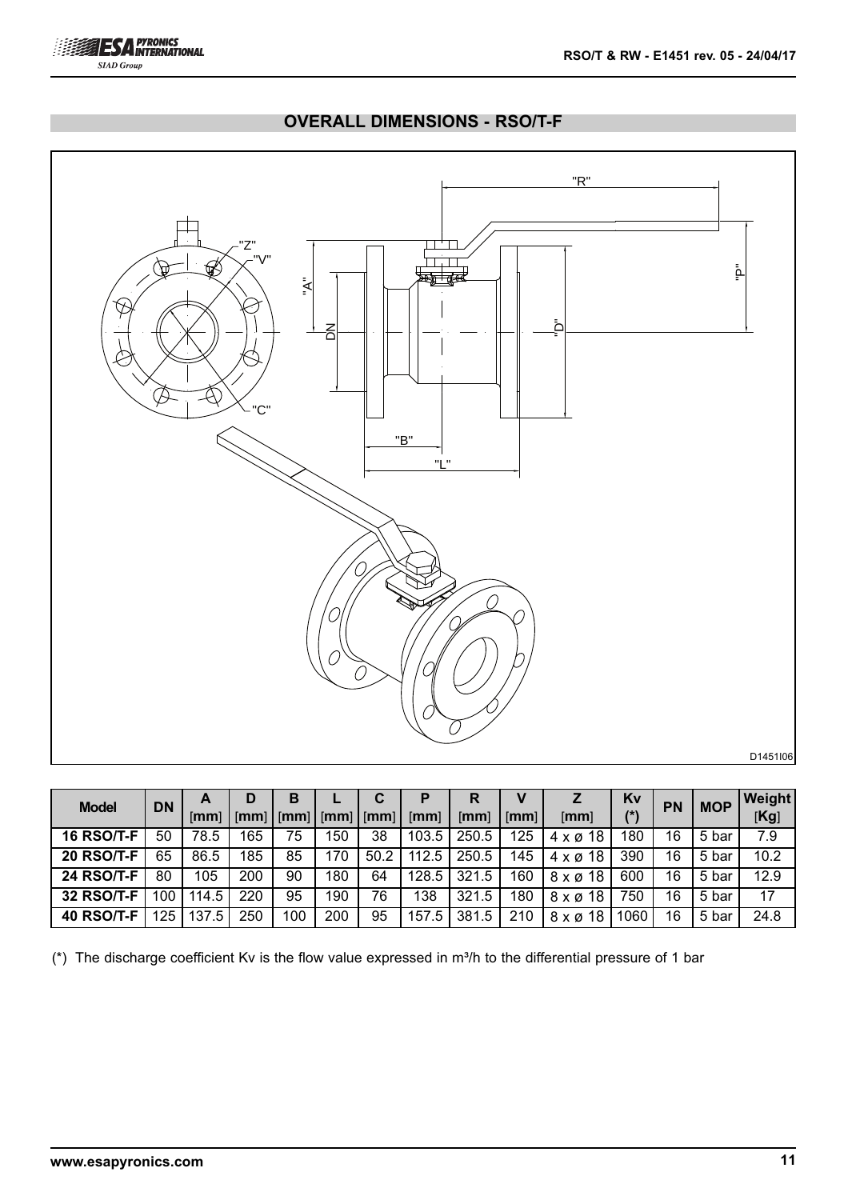## OVERALL DIMENSIONS - RSO/T-F

| Model | DN | A [mm] | D [mm] | B [mm] | L [mm] | C [mm] | P [mm] | R [mm] | V [mm] | Z [mm] | Kv (*) | PN | MOP | Weight [Kg] |
|---|---|---|---|---|---|---|---|---|---|---|---|---|---|---|
| **16 RSO/T-F** | 50 | 78.5 | 165 | 75 | 150 | 38 | 103.5 | 250.5 | 125 | 4 x ø 18 | 180 | 16 | 5 bar | 7.9 |
| **20 RSO/T-F** | 65 | 86.5 | 185 | 85 | 170 | 50.2 | 112.5 | 250.5 | 145 | 4 x ø 18 | 390 | 16 | 5 bar | 10.2 |
| **24 RSO/T-F** | 80 | 105 | 200 | 90 | 180 | 64 | 128.5 | 321.5 | 160 | 8 x ø 18 | 600 | 16 | 5 bar | 12.9 |
| **32 RSO/T-F** | 100 | 114.5 | 220 | 95 | 190 | 76 | 138 | 321.5 | 180 | 8 x ø 18 | 750 | 16 | 5 bar | 17 |
| **40 RSO/T-F** | 125 | 137.5 | 250 | 100 | 200 | 95 | 157.5 | 381.5 | 210 | 8 x ø 18 | 1060 | 16 | 5 bar | 24.8 |

(*) The discharge coefficient Kv is the flow value expressed in $m^3/h$ to the differential pressure of 1 bar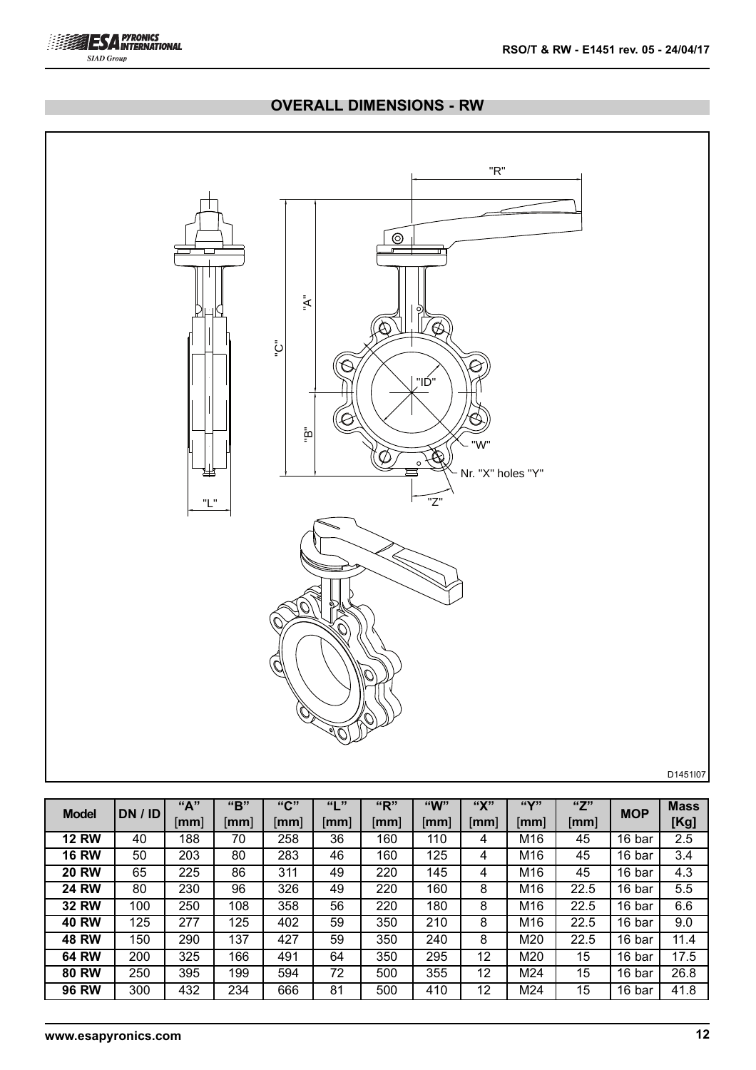## OVERALL DIMENSIONS - RW

"R"

"A"

"C"

"ID"

"B"

"W"

Nr. "X" holes "Y"

"L"

"Z"

D1451I07

| Model | DN / ID | "A" [mm] | "B" [mm] | "C" [mm] | "L" [mm] | "R" [mm] | "W" [mm] | "X" [mm] | "Y" [mm] | "Z" [mm] | MOP | Mass [Kg] |
|---|---|---|---|---|---|---|---|---|---|---|---|---|
| **12 RW** | 40 | 188 | 70 | 258 | 36 | 160 | 110 | 4 | M16 | 45 | 16 bar | 2.5 |
| **16 RW** | 50 | 203 | 80 | 283 | 46 | 160 | 125 | 4 | M16 | 45 | 16 bar | 3.4 |
| **20 RW** | 65 | 225 | 86 | 311 | 49 | 220 | 145 | 4 | M16 | 45 | 16 bar | 4.3 |
| **24 RW** | 80 | 230 | 96 | 326 | 49 | 220 | 160 | 8 | M16 | 22.5 | 16 bar | 5.5 |
| **32 RW** | 100 | 250 | 108 | 358 | 56 | 220 | 180 | 8 | M16 | 22.5 | 16 bar | 6.6 |
| **40 RW** | 125 | 277 | 125 | 402 | 59 | 350 | 210 | 8 | M16 | 22.5 | 16 bar | 9.0 |
| **48 RW** | 150 | 290 | 137 | 427 | 59 | 350 | 240 | 8 | M20 | 22.5 | 16 bar | 11.4 |
| **64 RW** | 200 | 325 | 166 | 491 | 64 | 350 | 295 | 12 | M20 | 15 | 16 bar | 17.5 |
| **80 RW** | 250 | 395 | 199 | 594 | 72 | 500 | 355 | 12 | M24 | 15 | 16 bar | 26.8 |
| **96 RW** | 300 | 432 | 234 | 666 | 81 | 500 | 410 | 12 | M24 | 15 | 16 bar | 41.8 |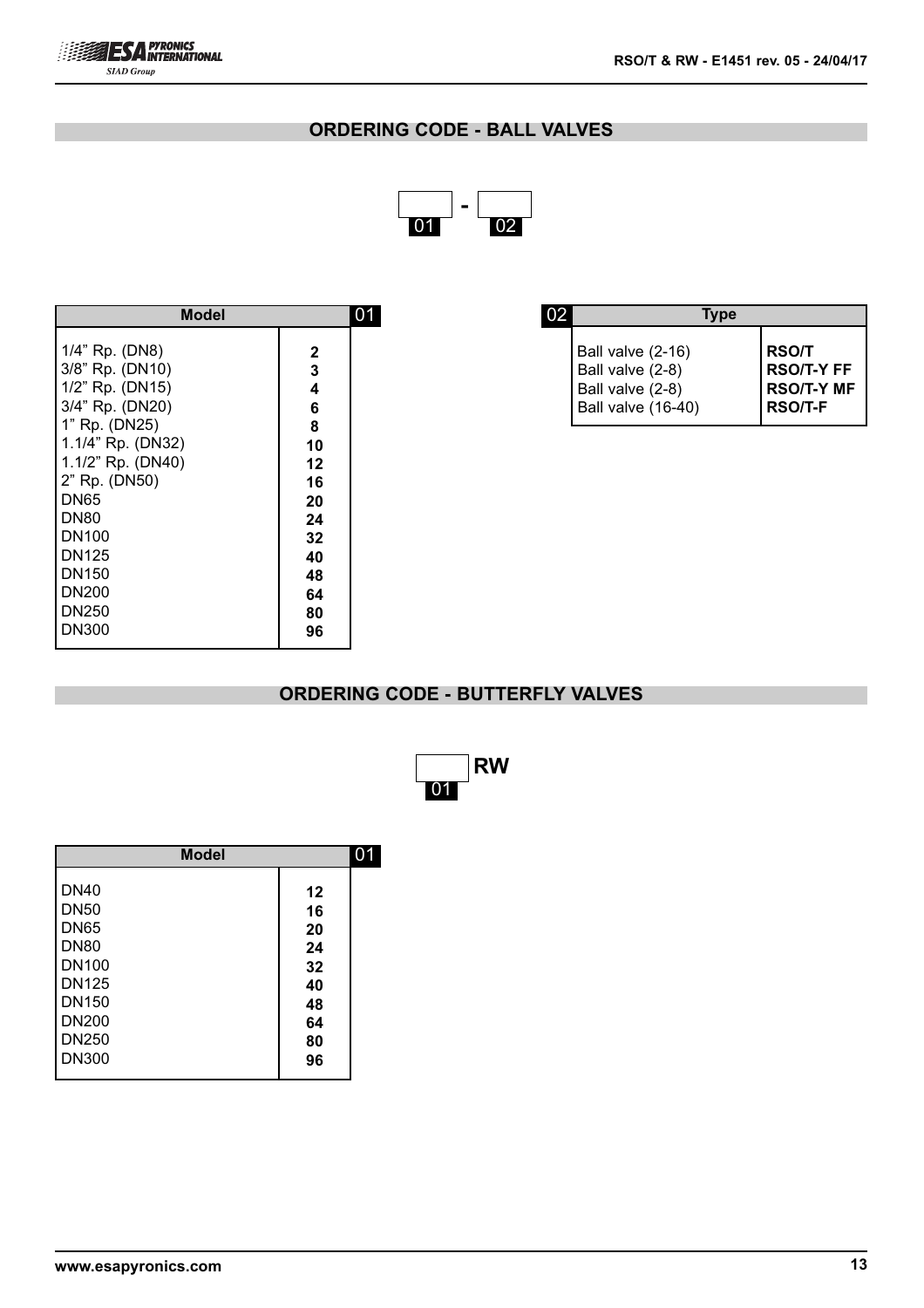## ORDERING CODE - BALL VALVES

[ 01 ] - [ 02 ]

| Model | 01 |
|---|---|
| 1/4" Rp. (DN8) | **2** |
| 3/8" Rp. (DN10) | **3** |
| 1/2" Rp. (DN15) | **4** |
| 3/4" Rp. (DN20) | **6** |
| 1" Rp. (DN25) | **8** |
| 1.1/4" Rp. (DN32) | **10** |
| 1.1/2" Rp. (DN40) | **12** |
| 2" Rp. (DN50) | **16** |
| DN65 | **20** |
| DN80 | **24** |
| DN100 | **32** |
| DN125 | **40** |
| DN150 | **48** |
| DN200 | **64** |
| DN250 | **80** |
| DN300 | **96** |

| Type | 02 |
|---|---|
| Ball valve (2-16) | **RSO/T** |
| Ball valve (2-8) | **RSO/T-Y FF** |
| Ball valve (2-8) | **RSO/T-Y MF** |
| Ball valve (16-40) | **RSO/T-F** |

## ORDERING CODE - BUTTERFLY VALVES

[ 01 ] **RW**

| Model | 01 |
|---|---|
| DN40 | **12** |
| DN50 | **16** |
| DN65 | **20** |
| DN80 | **24** |
| DN100 | **32** |
| DN125 | **40** |
| DN150 | **48** |
| DN200 | **64** |
| DN250 | **80** |
| DN300 | **96** |